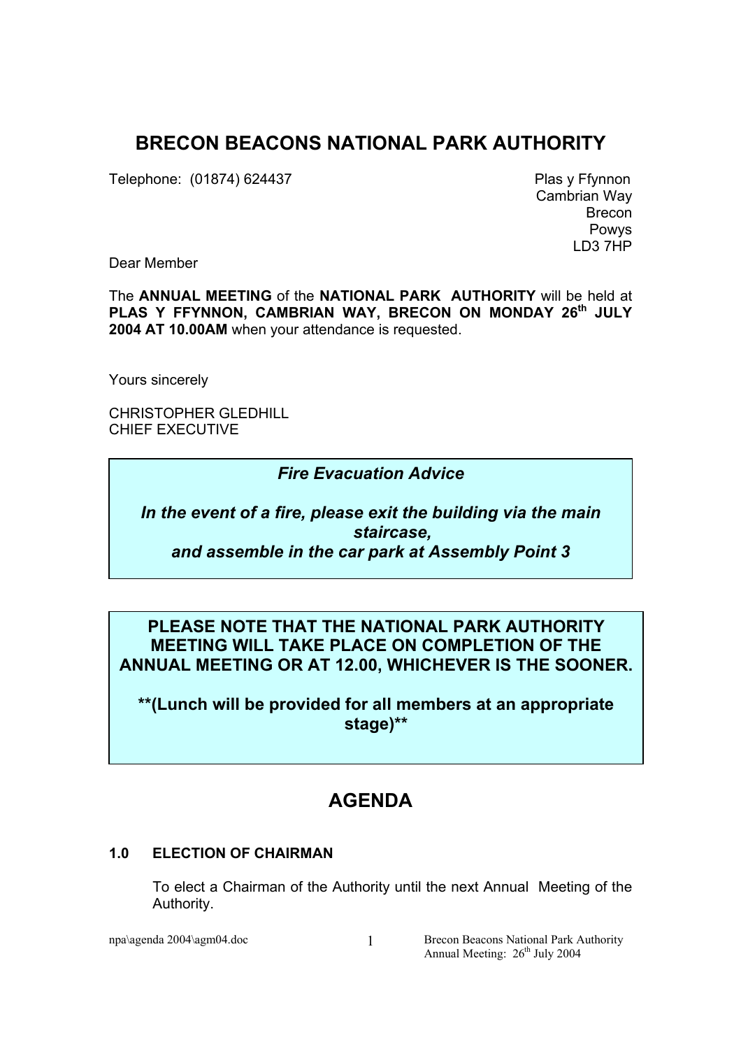# BRECON BEACONS NATIONAL PARK AUTHORITY

Telephone: (01874) 624437

Plas y Ffynnon
Cambrian Way
Brecon
Powys
LD3 7HP

Dear Member

The **ANNUAL MEETING** of the **NATIONAL PARK AUTHORITY** will be held at **PLAS Y FFYNNON, CAMBRIAN WAY, BRECON ON MONDAY 26th JULY 2004 AT 10.00AM** when your attendance is requested.

Yours sincerely

CHRISTOPHER GLEDHILL
CHIEF EXECUTIVE

***Fire Evacuation Advice***

***In the event of a fire, please exit the building via the main staircase, and assemble in the car park at Assembly Point 3***

**PLEASE NOTE THAT THE NATIONAL PARK AUTHORITY MEETING WILL TAKE PLACE ON COMPLETION OF THE ANNUAL MEETING OR AT 12.00, WHICHEVER IS THE SOONER.**

****(Lunch will be provided for all members at an appropriate stage)****

## AGENDA

### 1.0 ELECTION OF CHAIRMAN

To elect a Chairman of the Authority until the next Annual Meeting of the Authority.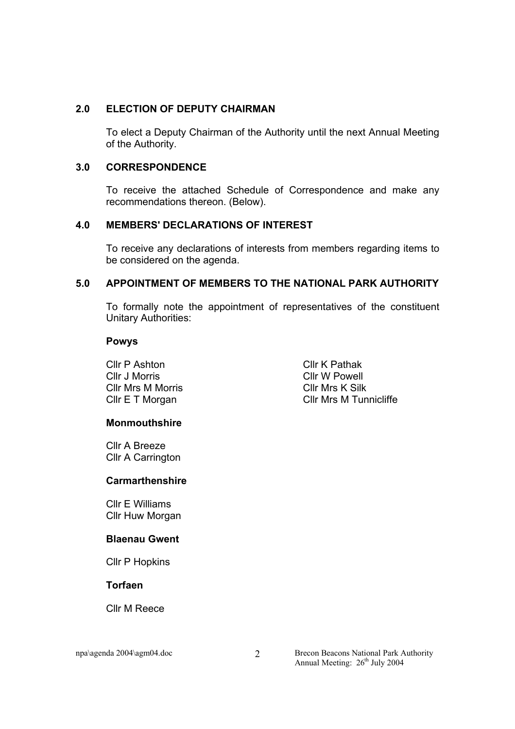## 2.0 ELECTION OF DEPUTY CHAIRMAN

To elect a Deputy Chairman of the Authority until the next Annual Meeting of the Authority.

## 3.0 CORRESPONDENCE

To receive the attached Schedule of Correspondence and make any recommendations thereon. (Below).

## 4.0 MEMBERS' DECLARATIONS OF INTEREST

To receive any declarations of interests from members regarding items to be considered on the agenda.

## 5.0 APPOINTMENT OF MEMBERS TO THE NATIONAL PARK AUTHORITY

To formally note the appointment of representatives of the constituent Unitary Authorities:

**Powys**

Cllr P Ashton
Cllr J Morris
Cllr Mrs M Morris
Cllr E T Morgan
Cllr K Pathak
Cllr W Powell
Cllr Mrs K Silk
Cllr Mrs M Tunnicliffe

**Monmouthshire**

Cllr A Breeze
Cllr A Carrington

**Carmarthenshire**

Cllr E Williams
Cllr Huw Morgan

**Blaenau Gwent**

Cllr P Hopkins

**Torfaen**

Cllr M Reece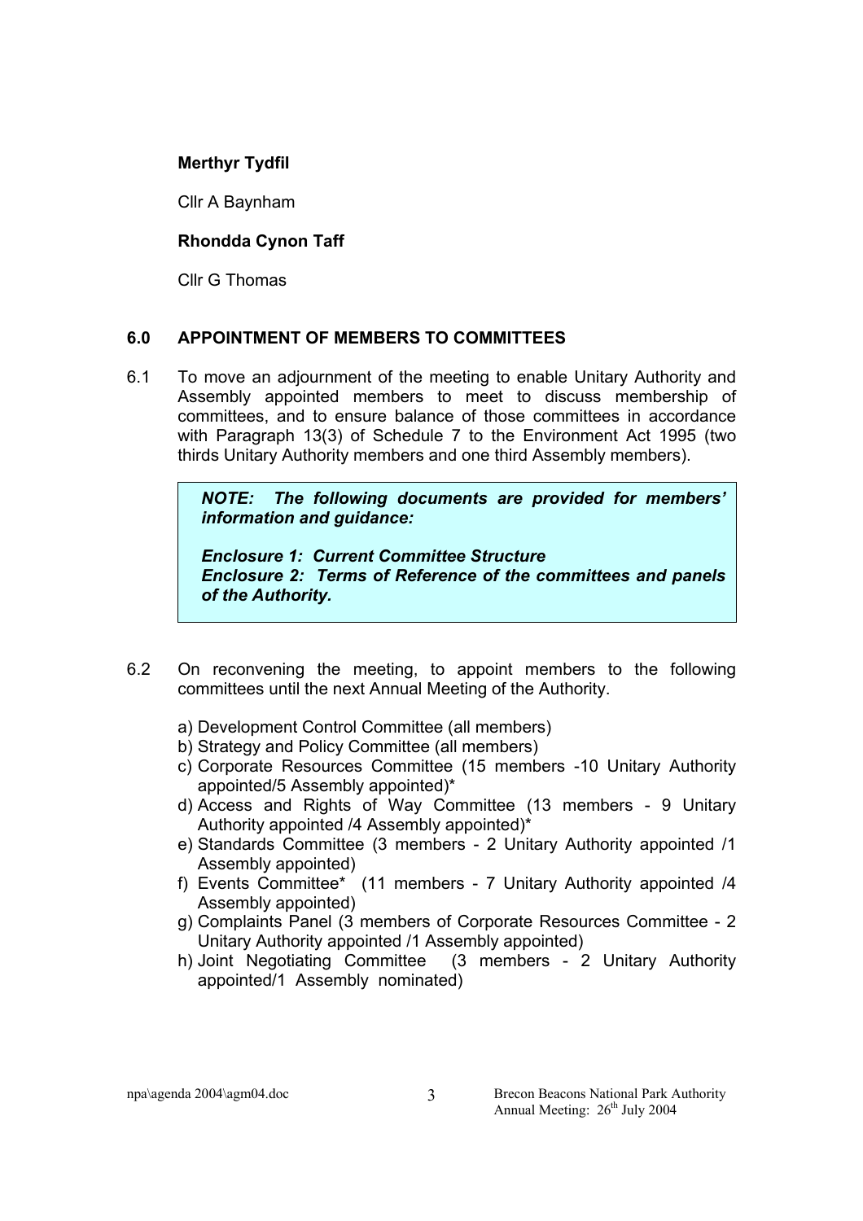**Merthyr Tydfil**

Cllr A Baynham

**Rhondda Cynon Taff**

Cllr G Thomas

## 6.0 APPOINTMENT OF MEMBERS TO COMMITTEES

6.1 To move an adjournment of the meeting to enable Unitary Authority and Assembly appointed members to meet to discuss membership of committees, and to ensure balance of those committees in accordance with Paragraph 13(3) of Schedule 7 to the Environment Act 1995 (two thirds Unitary Authority members and one third Assembly members).

> ***NOTE: The following documents are provided for members' information and guidance:***
>
> ***Enclosure 1: Current Committee Structure***
> ***Enclosure 2: Terms of Reference of the committees and panels of the Authority.***

6.2 On reconvening the meeting, to appoint members to the following committees until the next Annual Meeting of the Authority.

a) Development Control Committee (all members)
b) Strategy and Policy Committee (all members)
c) Corporate Resources Committee (15 members -10 Unitary Authority appointed/5 Assembly appointed)*
d) Access and Rights of Way Committee (13 members - 9 Unitary Authority appointed /4 Assembly appointed)*
e) Standards Committee (3 members - 2 Unitary Authority appointed /1 Assembly appointed)
f) Events Committee* (11 members - 7 Unitary Authority appointed /4 Assembly appointed)
g) Complaints Panel (3 members of Corporate Resources Committee - 2 Unitary Authority appointed /1 Assembly appointed)
h) Joint Negotiating Committee (3 members - 2 Unitary Authority appointed/1 Assembly nominated)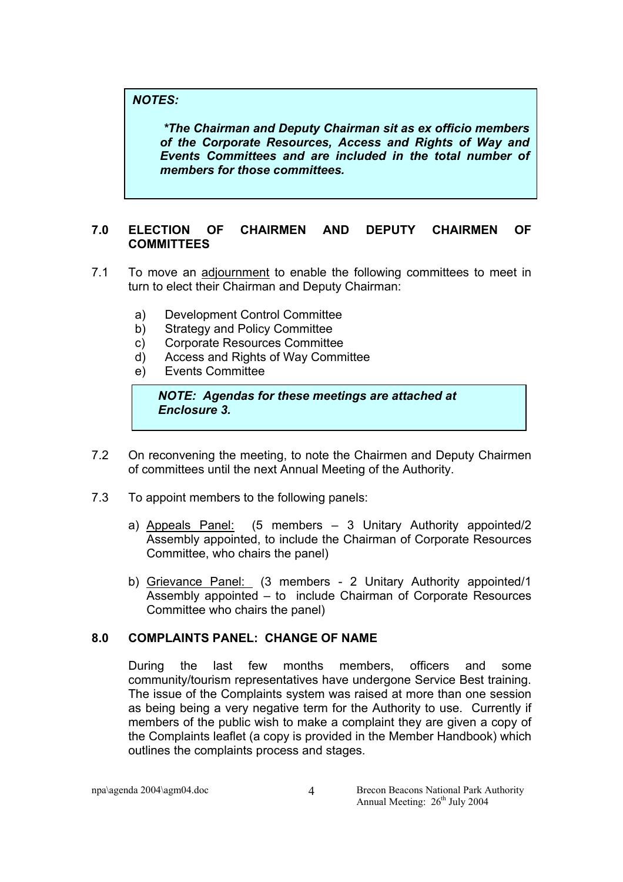***NOTES:***

***\*The Chairman and Deputy Chairman sit as ex officio members of the Corporate Resources, Access and Rights of Way and Events Committees and are included in the total number of members for those committees.***

## 7.0 ELECTION OF CHAIRMEN AND DEPUTY CHAIRMEN OF COMMITTEES

7.1 To move an adjournment to enable the following committees to meet in turn to elect their Chairman and Deputy Chairman:

a) Development Control Committee
b) Strategy and Policy Committee
c) Corporate Resources Committee
d) Access and Rights of Way Committee
e) Events Committee

***NOTE: Agendas for these meetings are attached at Enclosure 3.***

7.2 On reconvening the meeting, to note the Chairmen and Deputy Chairmen of committees until the next Annual Meeting of the Authority.

7.3 To appoint members to the following panels:

a) Appeals Panel: (5 members – 3 Unitary Authority appointed/2 Assembly appointed, to include the Chairman of Corporate Resources Committee, who chairs the panel)

b) Grievance Panel: (3 members - 2 Unitary Authority appointed/1 Assembly appointed – to include Chairman of Corporate Resources Committee who chairs the panel)

## 8.0 COMPLAINTS PANEL: CHANGE OF NAME

During the last few months members, officers and some community/tourism representatives have undergone Service Best training. The issue of the Complaints system was raised at more than one session as being being a very negative term for the Authority to use. Currently if members of the public wish to make a complaint they are given a copy of the Complaints leaflet (a copy is provided in the Member Handbook) which outlines the complaints process and stages.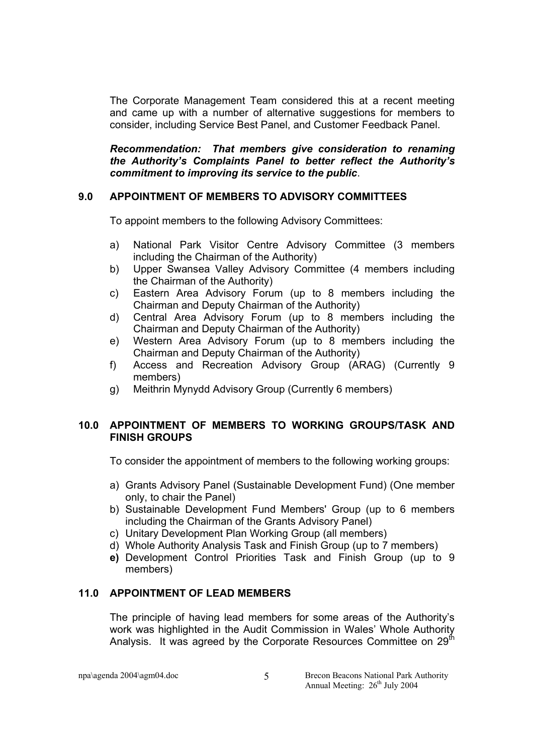The Corporate Management Team considered this at a recent meeting and came up with a number of alternative suggestions for members to consider, including Service Best Panel, and Customer Feedback Panel.

***Recommendation: That members give consideration to renaming the Authority's Complaints Panel to better reflect the Authority's commitment to improving its service to the public*.**

## 9.0 APPOINTMENT OF MEMBERS TO ADVISORY COMMITTEES

To appoint members to the following Advisory Committees:

a) National Park Visitor Centre Advisory Committee (3 members including the Chairman of the Authority)
b) Upper Swansea Valley Advisory Committee (4 members including the Chairman of the Authority)
c) Eastern Area Advisory Forum (up to 8 members including the Chairman and Deputy Chairman of the Authority)
d) Central Area Advisory Forum (up to 8 members including the Chairman and Deputy Chairman of the Authority)
e) Western Area Advisory Forum (up to 8 members including the Chairman and Deputy Chairman of the Authority)
f) Access and Recreation Advisory Group (ARAG) (Currently 9 members)
g) Meithrin Mynydd Advisory Group (Currently 6 members)

## 10.0 APPOINTMENT OF MEMBERS TO WORKING GROUPS/TASK AND FINISH GROUPS

To consider the appointment of members to the following working groups:

a) Grants Advisory Panel (Sustainable Development Fund) (One member only, to chair the Panel)
b) Sustainable Development Fund Members' Group (up to 6 members including the Chairman of the Grants Advisory Panel)
c) Unitary Development Plan Working Group (all members)
d) Whole Authority Analysis Task and Finish Group (up to 7 members)
**e)** Development Control Priorities Task and Finish Group (up to 9 members)

## 11.0 APPOINTMENT OF LEAD MEMBERS

The principle of having lead members for some areas of the Authority's work was highlighted in the Audit Commission in Wales' Whole Authority Analysis. It was agreed by the Corporate Resources Committee on 29th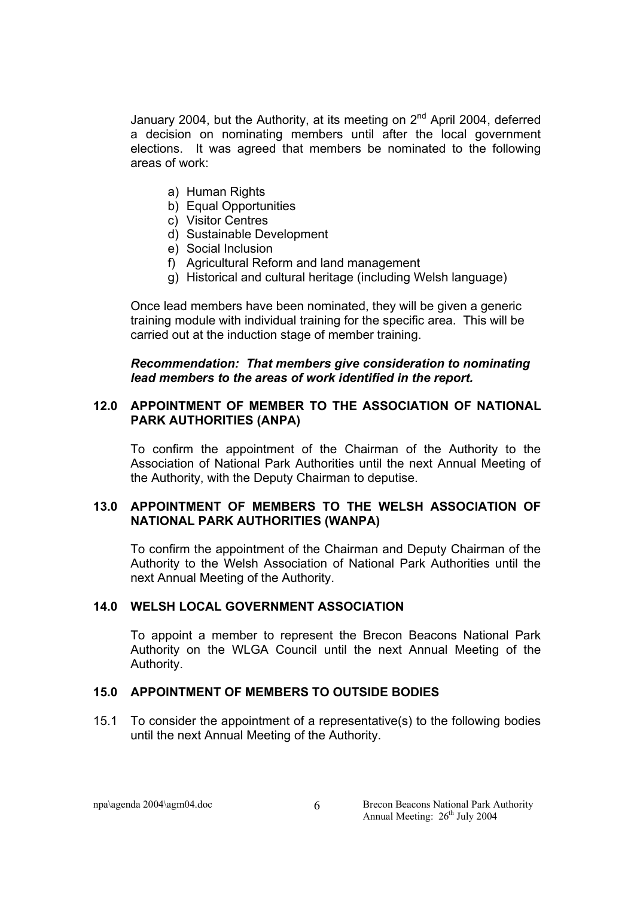January 2004, but the Authority, at its meeting on 2nd April 2004, deferred a decision on nominating members until after the local government elections. It was agreed that members be nominated to the following areas of work:

a) Human Rights
b) Equal Opportunities
c) Visitor Centres
d) Sustainable Development
e) Social Inclusion
f) Agricultural Reform and land management
g) Historical and cultural heritage (including Welsh language)

Once lead members have been nominated, they will be given a generic training module with individual training for the specific area. This will be carried out at the induction stage of member training.

***Recommendation: That members give consideration to nominating lead members to the areas of work identified in the report.***

## 12.0 APPOINTMENT OF MEMBER TO THE ASSOCIATION OF NATIONAL PARK AUTHORITIES (ANPA)

To confirm the appointment of the Chairman of the Authority to the Association of National Park Authorities until the next Annual Meeting of the Authority, with the Deputy Chairman to deputise.

## 13.0 APPOINTMENT OF MEMBERS TO THE WELSH ASSOCIATION OF NATIONAL PARK AUTHORITIES (WANPA)

To confirm the appointment of the Chairman and Deputy Chairman of the Authority to the Welsh Association of National Park Authorities until the next Annual Meeting of the Authority.

## 14.0 WELSH LOCAL GOVERNMENT ASSOCIATION

To appoint a member to represent the Brecon Beacons National Park Authority on the WLGA Council until the next Annual Meeting of the Authority.

## 15.0 APPOINTMENT OF MEMBERS TO OUTSIDE BODIES

15.1 To consider the appointment of a representative(s) to the following bodies until the next Annual Meeting of the Authority.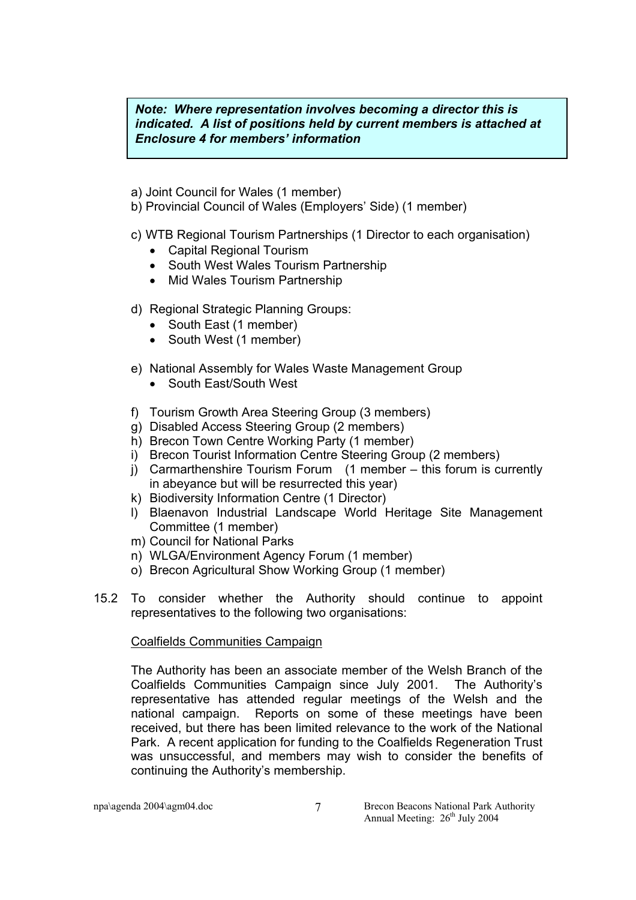> ***Note: Where representation involves becoming a director this is indicated. A list of positions held by current members is attached at Enclosure 4 for members' information***

a) Joint Council for Wales (1 member)

b) Provincial Council of Wales (Employers' Side) (1 member)

c) WTB Regional Tourism Partnerships (1 Director to each organisation)
- Capital Regional Tourism
- South West Wales Tourism Partnership
- Mid Wales Tourism Partnership

d) Regional Strategic Planning Groups:
- South East (1 member)
- South West (1 member)

e) National Assembly for Wales Waste Management Group
- South East/South West

f) Tourism Growth Area Steering Group (3 members)

g) Disabled Access Steering Group (2 members)

h) Brecon Town Centre Working Party (1 member)

i) Brecon Tourist Information Centre Steering Group (2 members)

j) Carmarthenshire Tourism Forum (1 member – this forum is currently in abeyance but will be resurrected this year)

k) Biodiversity Information Centre (1 Director)

l) Blaenavon Industrial Landscape World Heritage Site Management Committee (1 member)

m) Council for National Parks

n) WLGA/Environment Agency Forum (1 member)

o) Brecon Agricultural Show Working Group (1 member)

15.2 To consider whether the Authority should continue to appoint representatives to the following two organisations:

<u>Coalfields Communities Campaign</u>

The Authority has been an associate member of the Welsh Branch of the Coalfields Communities Campaign since July 2001. The Authority's representative has attended regular meetings of the Welsh and the national campaign. Reports on some of these meetings have been received, but there has been limited relevance to the work of the National Park. A recent application for funding to the Coalfields Regeneration Trust was unsuccessful, and members may wish to consider the benefits of continuing the Authority's membership.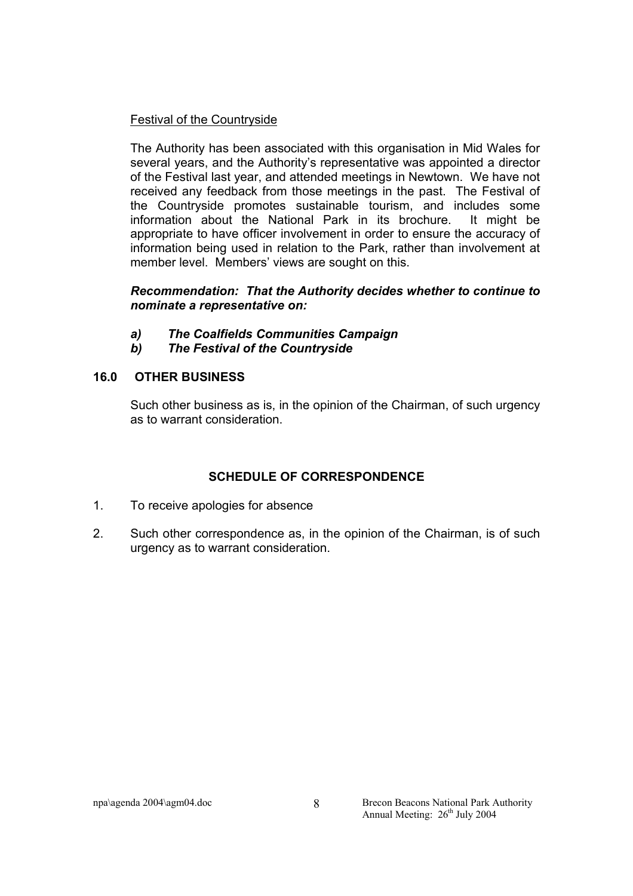Festival of the Countryside

The Authority has been associated with this organisation in Mid Wales for several years, and the Authority's representative was appointed a director of the Festival last year, and attended meetings in Newtown. We have not received any feedback from those meetings in the past. The Festival of the Countryside promotes sustainable tourism, and includes some information about the National Park in its brochure. It might be appropriate to have officer involvement in order to ensure the accuracy of information being used in relation to the Park, rather than involvement at member level. Members' views are sought on this.

***Recommendation: That the Authority decides whether to continue to nominate a representative on:***

***a) The Coalfields Communities Campaign***
***b) The Festival of the Countryside***

## 16.0 OTHER BUSINESS

Such other business as is, in the opinion of the Chairman, of such urgency as to warrant consideration.

## SCHEDULE OF CORRESPONDENCE

1. To receive apologies for absence
2. Such other correspondence as, in the opinion of the Chairman, is of such urgency as to warrant consideration.